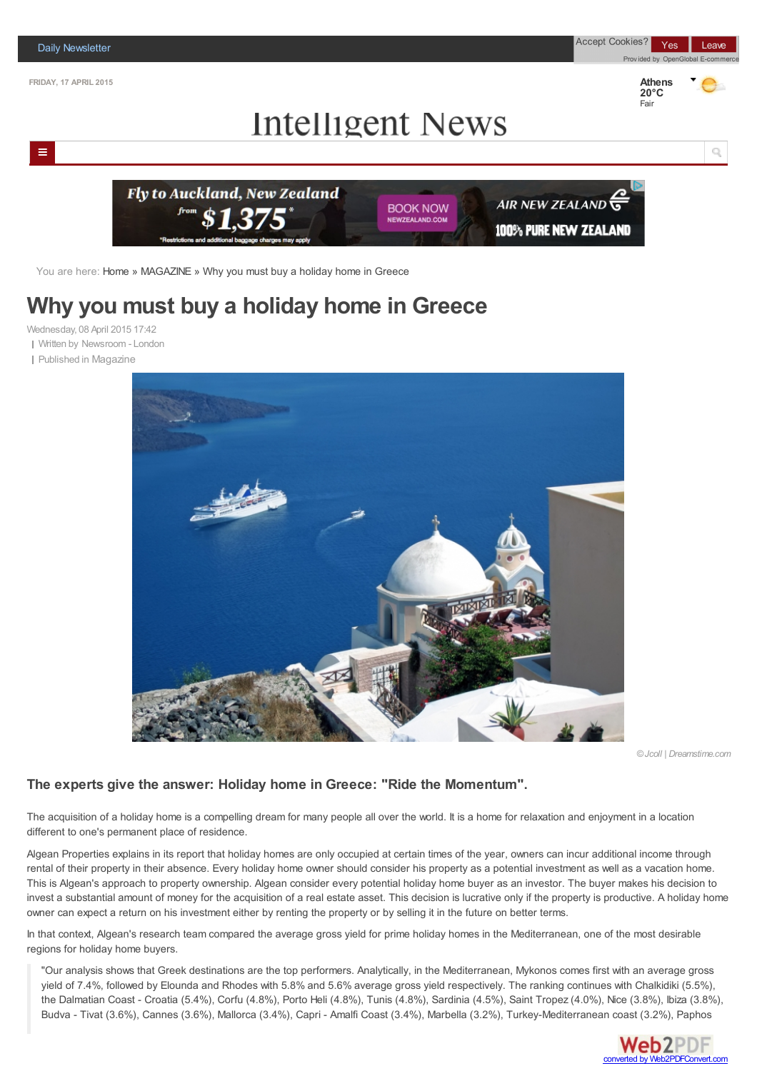Daily Newsletter

FRIDAY, 17 APRIL 2015

Athens 20°C Fair

# Intelligent News

You are here: Home » MAGAZINE » Why you must buy a holiday home in Greece

# Why you must buy a holiday home in Greece

Wednesday, 08 April 2015 17:42

| Written by Newsroom - London

| Published in Magazine

© Jcoll | Dreamstime.com

### The experts give the answer: Holiday home in Greece: "Ride the Momentum".

The acquisition of a holiday home is a compelling dream for many people all over the world. It is a home for relaxation and enjoyment in a location different to one's permanent place of residence.

Algean Properties explains in its report that holiday homes are only occupied at certain times of the year, owners can incur additional income through rental of their property in their absence. Every holiday home owner should consider his property as a potential investment as well as a vacation home. This is Algean's approach to property ownership. Algean consider every potential holiday home buyer as an investor. The buyer makes his decision to invest a substantial amount of money for the acquisition of a real estate asset. This decision is lucrative only if the property is productive. A holiday home owner can expect a return on his investment either by renting the property or by selling it in the future on better terms.

In that context, Algean's research team compared the average gross yield for prime holiday homes in the Mediterranean, one of the most desirable regions for holiday home buyers.

> "Our analysis shows that Greek destinations are the top performers. Analytically, in the Mediterranean, Mykonos comes first with an average gross yield of 7.4%, followed by Elounda and Rhodes with 5.8% and 5.6% average gross yield respectively. The ranking continues with Chalkidiki (5.5%), the Dalmatian Coast - Croatia (5.4%), Corfu (4.8%), Porto Heli (4.8%), Tunis (4.8%), Sardinia (4.5%), Saint Tropez (4.0%), Nice (3.8%), Ibiza (3.8%), Budva - Tivat (3.6%), Cannes (3.6%), Mallorca (3.4%), Capri - Amalfi Coast (3.4%), Marbella (3.2%), Turkey-Mediterranean coast (3.2%), Paphos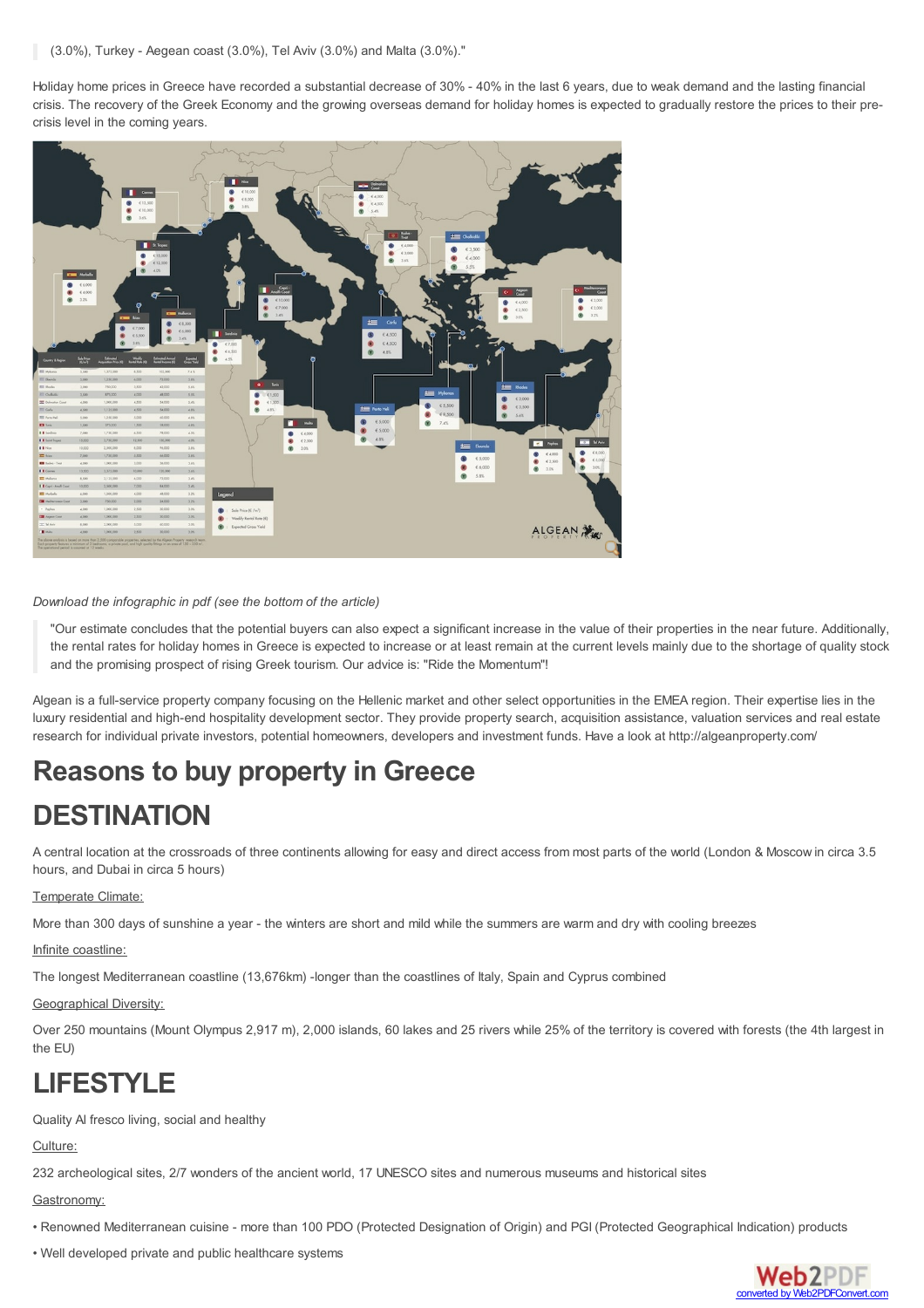> (3.0%), Turkey - Aegean coast (3.0%), Tel Aviv (3.0%) and Malta (3.0%)."

Holiday home prices in Greece have recorded a substantial decrease of 30% - 40% in the last 6 years, due to weak demand and the lasting financial crisis. The recovery of the Greek Economy and the growing overseas demand for holiday homes is expected to gradually restore the prices to their pre-crisis level in the coming years.

*Download the infographic in pdf (see the bottom of the article)*

> "Our estimate concludes that the potential buyers can also expect a significant increase in the value of their properties in the near future. Additionally, the rental rates for holiday homes in Greece is expected to increase or at least remain at the current levels mainly due to the shortage of quality stock and the promising prospect of rising Greek tourism. Our advice is: "Ride the Momentum"!

Algean is a full-service property company focusing on the Hellenic market and other select opportunities in the EMEA region. Their expertise lies in the luxury residential and high-end hospitality development sector. They provide property search, acquisition assistance, valuation services and real estate research for individual private investors, potential homeowners, developers and investment funds. Have a look at http://algeanproperty.com/

# Reasons to buy property in Greece

# DESTINATION

A central location at the crossroads of three continents allowing for easy and direct access from most parts of the world (London & Moscow in circa 3.5 hours, and Dubai in circa 5 hours)

Temperate Climate:

More than 300 days of sunshine a year - the winters are short and mild while the summers are warm and dry with cooling breezes

Infinite coastline:

The longest Mediterranean coastline (13,676km) -longer than the coastlines of Italy, Spain and Cyprus combined

Geographical Diversity:

Over 250 mountains (Mount Olympus 2,917 m), 2,000 islands, 60 lakes and 25 rivers while 25% of the territory is covered with forests (the 4th largest in the EU)

# LIFESTYLE

Quality Al fresco living, social and healthy

Culture:

232 archeological sites, 2/7 wonders of the ancient world, 17 UNESCO sites and numerous museums and historical sites

Gastronomy:

- Renowned Mediterranean cuisine - more than 100 PDO (Protected Designation of Origin) and PGI (Protected Geographical Indication) products
- Well developed private and public healthcare systems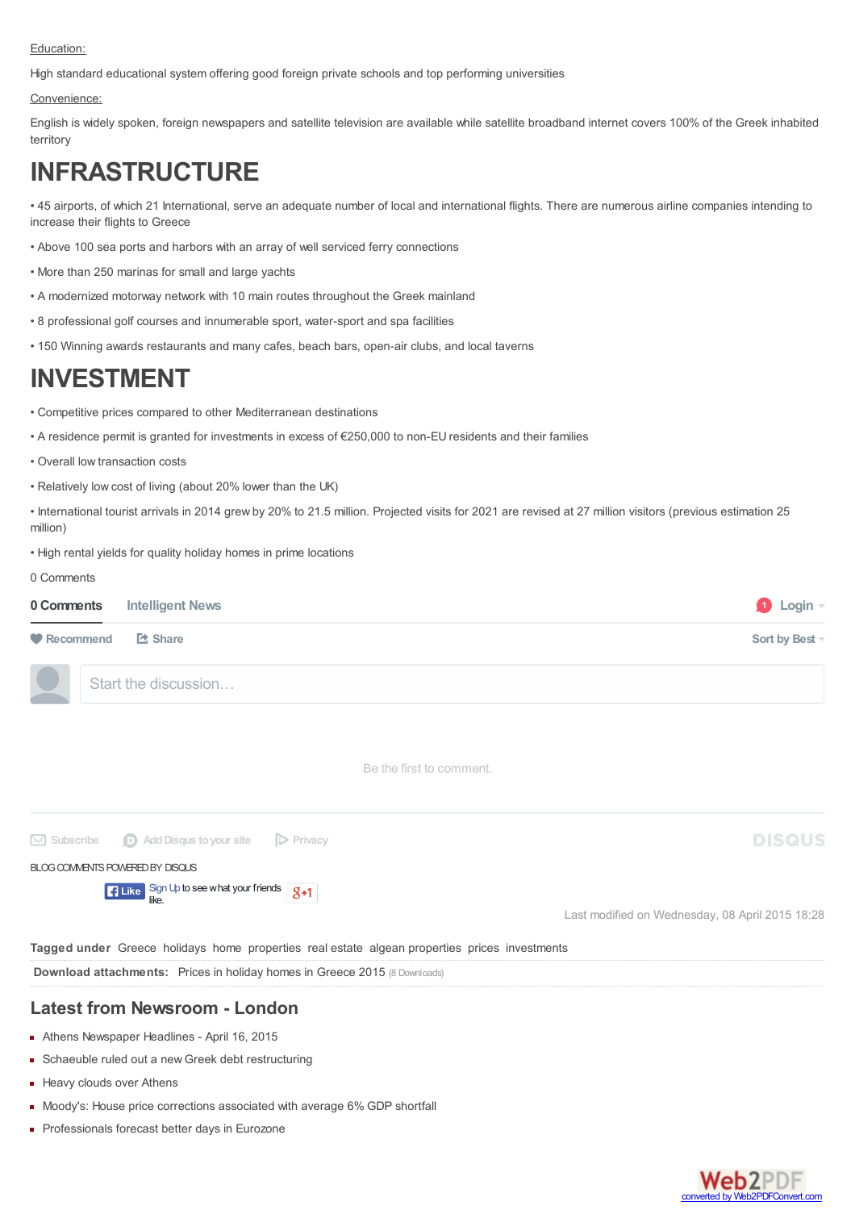Education:

High standard educational system offering good foreign private schools and top performing universities

Convenience:

English is widely spoken, foreign newspapers and satellite television are available while satellite broadband internet covers 100% of the Greek inhabited territory

# INFRASTRUCTURE

• 45 airports, of which 21 International, serve an adequate number of local and international flights. There are numerous airline companies intending to increase their flights to Greece

• Above 100 sea ports and harbors with an array of well serviced ferry connections

• More than 250 marinas for small and large yachts

• A modernized motorway network with 10 main routes throughout the Greek mainland

• 8 professional golf courses and innumerable sport, water-sport and spa facilities

• 150 Winning awards restaurants and many cafes, beach bars, open-air clubs, and local taverns

# INVESTMENT

• Competitive prices compared to other Mediterranean destinations

• A residence permit is granted for investments in excess of €250,000 to non-EU residents and their families

• Overall low transaction costs

• Relatively low cost of living (about 20% lower than the UK)

• International tourist arrivals in 2014 grew by 20% to 21.5 million. Projected visits for 2021 are revised at 27 million visitors (previous estimation 25 million)

• High rental yields for quality holiday homes in prime locations

0 Comments

**0 Comments** Intelligent News 1 Login

Recommend Share Sort by Best

Start the discussion…

Be the first to comment.

Subscribe Add Disqus to your site Privacy DISQUS

BLOG COMMENTS POWERED BY DISQUS

Like Sign Up to see what your friends like.

Last modified on Wednesday, 08 April 2015 18:28

**Tagged under** Greece holidays home properties real estate algean properties prices investments

**Download attachments:** Prices in holiday homes in Greece 2015 (8 Downloads)

## Latest from Newsroom - London

- Athens Newspaper Headlines - April 16, 2015
- Schaeuble ruled out a new Greek debt restructuring
- Heavy clouds over Athens
- Moody's: House price corrections associated with average 6% GDP shortfall
- Professionals forecast better days in Eurozone